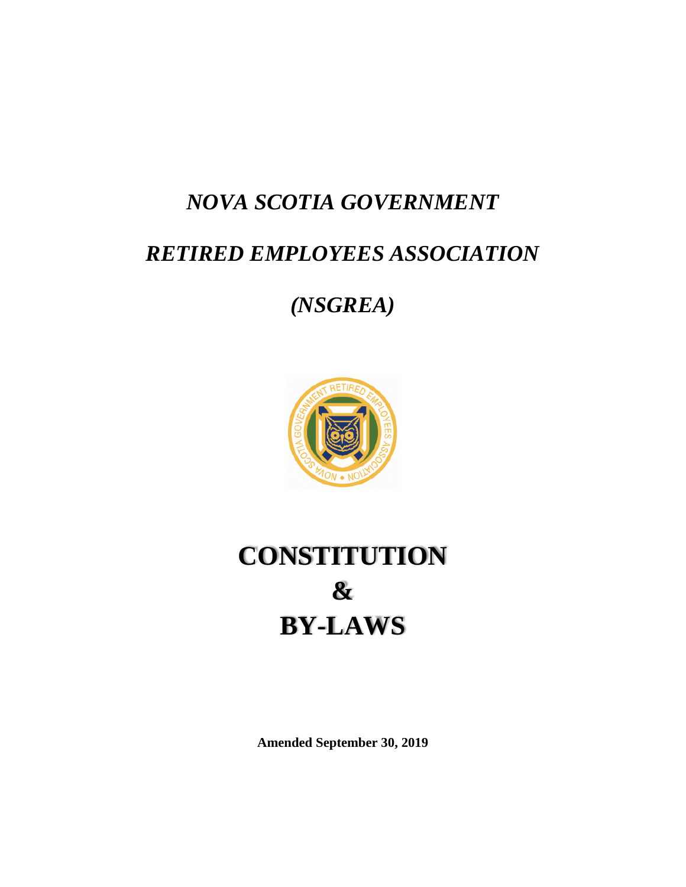# *NOVA SCOTIA GOVERNMENT*

# *RETIRED EMPLOYEES ASSOCIATION*

# *(NSGREA)*

# CONSTITUTION
# &
# BY-LAWS

**Amended September 30, 2019**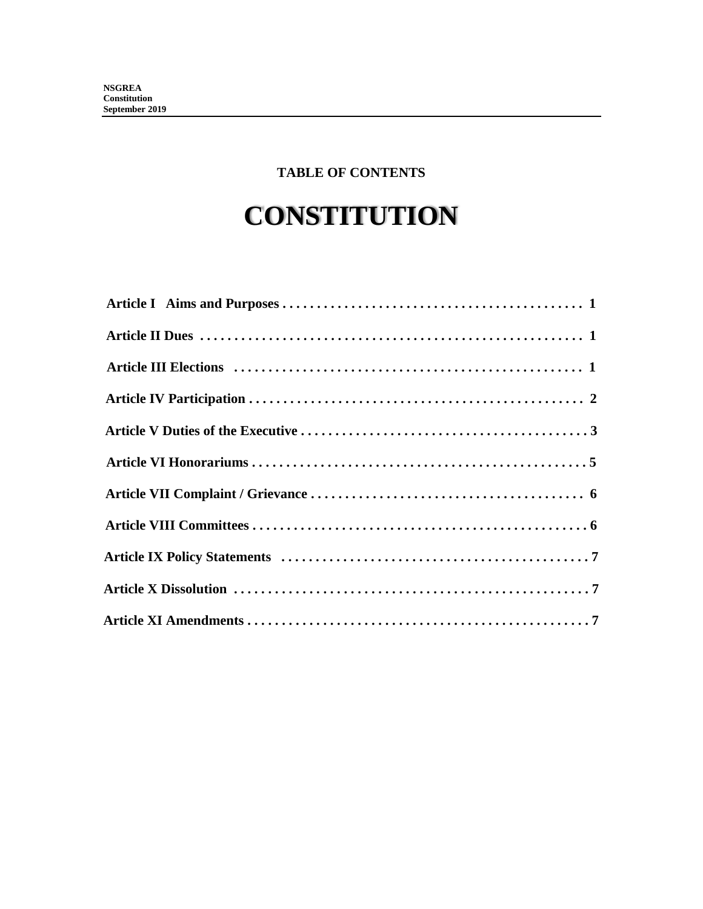**TABLE OF CONTENTS**

# CONSTITUTION

**Article I Aims and Purposes . . . . . . . . . . . . . . . . . . . . . . . . . . . . . . . . . . . . . . . . . . . 1**

**Article II Dues . . . . . . . . . . . . . . . . . . . . . . . . . . . . . . . . . . . . . . . . . . . . . . . . . . . . . . 1**

**Article III Elections . . . . . . . . . . . . . . . . . . . . . . . . . . . . . . . . . . . . . . . . . . . . . . . . . . 1**

**Article IV Participation . . . . . . . . . . . . . . . . . . . . . . . . . . . . . . . . . . . . . . . . . . . . . . . . 2**

**Article V Duties of the Executive . . . . . . . . . . . . . . . . . . . . . . . . . . . . . . . . . . . . . . . . . 3**

**Article VI Honorariums . . . . . . . . . . . . . . . . . . . . . . . . . . . . . . . . . . . . . . . . . . . . . . . . 5**

**Article VII Complaint / Grievance . . . . . . . . . . . . . . . . . . . . . . . . . . . . . . . . . . . . . . . 6**

**Article VIII Committees . . . . . . . . . . . . . . . . . . . . . . . . . . . . . . . . . . . . . . . . . . . . . . . . 6**

**Article IX Policy Statements . . . . . . . . . . . . . . . . . . . . . . . . . . . . . . . . . . . . . . . . . . . . 7**

**Article X Dissolution . . . . . . . . . . . . . . . . . . . . . . . . . . . . . . . . . . . . . . . . . . . . . . . . . . 7**

**Article XI Amendments . . . . . . . . . . . . . . . . . . . . . . . . . . . . . . . . . . . . . . . . . . . . . . . . . 7**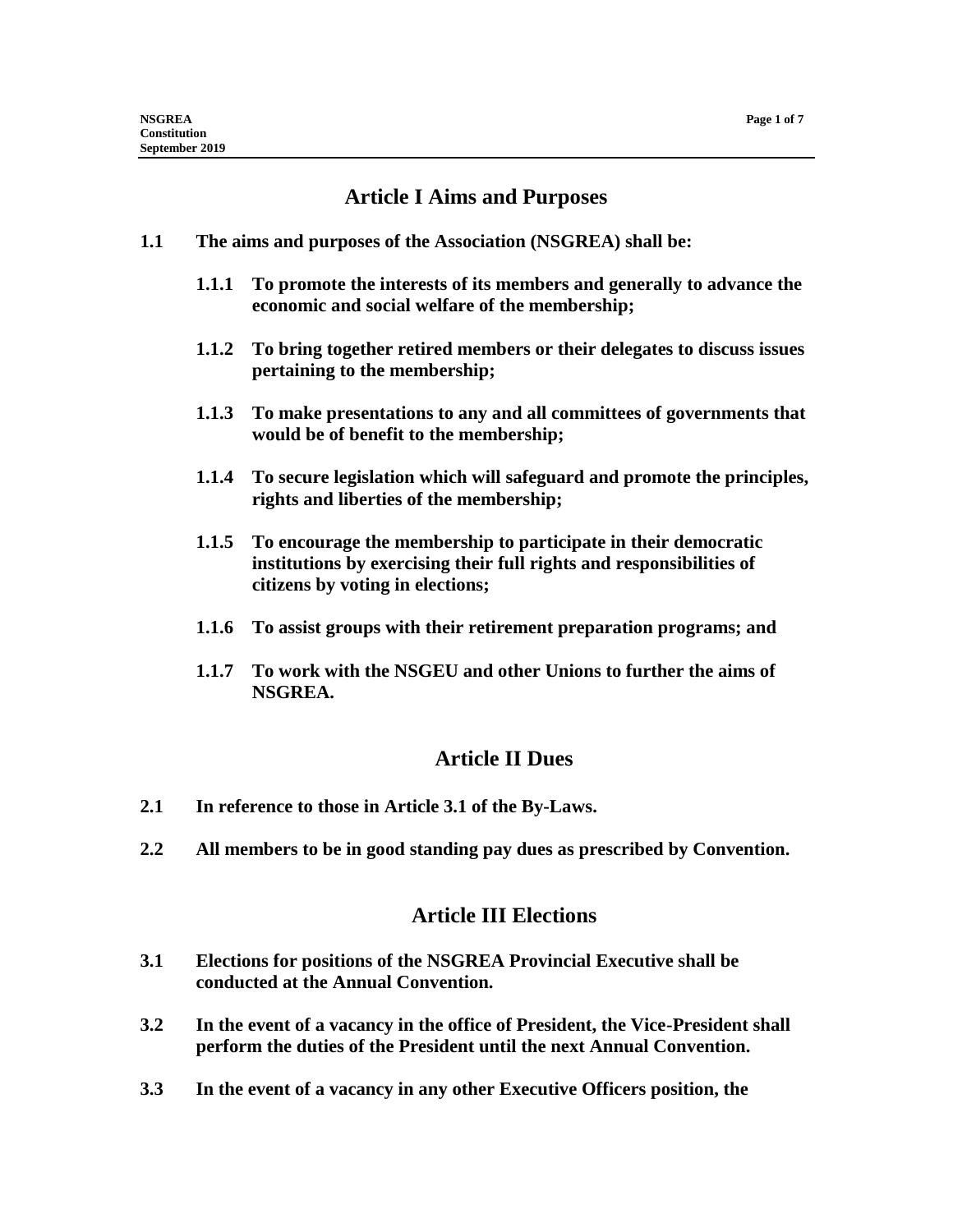## Article I Aims and Purposes

**1.1 The aims and purposes of the Association (NSGREA) shall be:**

**1.1.1 To promote the interests of its members and generally to advance the economic and social welfare of the membership;**

**1.1.2 To bring together retired members or their delegates to discuss issues pertaining to the membership;**

**1.1.3 To make presentations to any and all committees of governments that would be of benefit to the membership;**

**1.1.4 To secure legislation which will safeguard and promote the principles, rights and liberties of the membership;**

**1.1.5 To encourage the membership to participate in their democratic institutions by exercising their full rights and responsibilities of citizens by voting in elections;**

**1.1.6 To assist groups with their retirement preparation programs; and**

**1.1.7 To work with the NSGEU and other Unions to further the aims of NSGREA.**

## Article II Dues

**2.1 In reference to those in Article 3.1 of the By-Laws.**

**2.2 All members to be in good standing pay dues as prescribed by Convention.**

## Article III Elections

**3.1 Elections for positions of the NSGREA Provincial Executive shall be conducted at the Annual Convention.**

**3.2 In the event of a vacancy in the office of President, the Vice-President shall perform the duties of the President until the next Annual Convention.**

**3.3 In the event of a vacancy in any other Executive Officers position, the**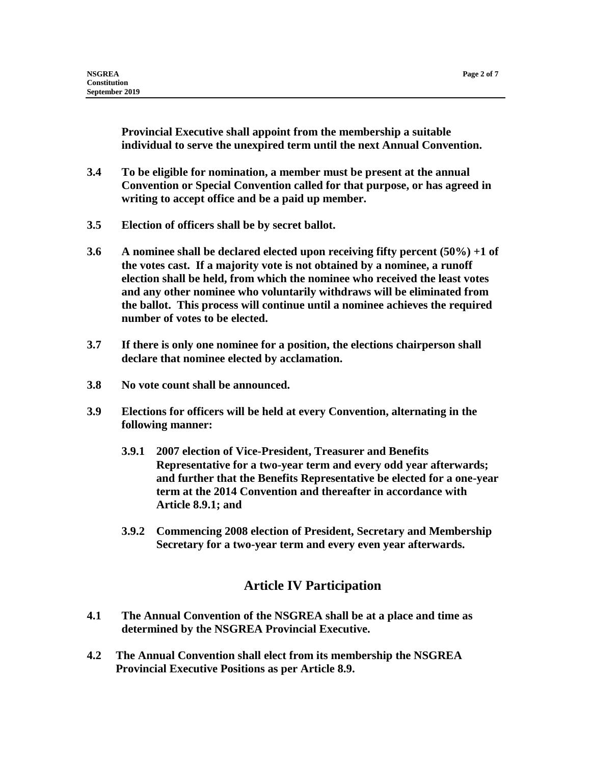**Provincial Executive shall appoint from the membership a suitable individual to serve the unexpired term until the next Annual Convention.**

**3.4 To be eligible for nomination, a member must be present at the annual Convention or Special Convention called for that purpose, or has agreed in writing to accept office and be a paid up member.**

**3.5 Election of officers shall be by secret ballot.**

**3.6 A nominee shall be declared elected upon receiving fifty percent (50%) +1 of the votes cast. If a majority vote is not obtained by a nominee, a runoff election shall be held, from which the nominee who received the least votes and any other nominee who voluntarily withdraws will be eliminated from the ballot. This process will continue until a nominee achieves the required number of votes to be elected.**

**3.7 If there is only one nominee for a position, the elections chairperson shall declare that nominee elected by acclamation.**

**3.8 No vote count shall be announced.**

**3.9 Elections for officers will be held at every Convention, alternating in the following manner:**

**3.9.1 2007 election of Vice-President, Treasurer and Benefits Representative for a two-year term and every odd year afterwards; and further that the Benefits Representative be elected for a one-year term at the 2014 Convention and thereafter in accordance with Article 8.9.1; and**

**3.9.2 Commencing 2008 election of President, Secretary and Membership Secretary for a two-year term and every even year afterwards.**

## Article IV Participation

**4.1 The Annual Convention of the NSGREA shall be at a place and time as determined by the NSGREA Provincial Executive.**

**4.2 The Annual Convention shall elect from its membership the NSGREA Provincial Executive Positions as per Article 8.9.**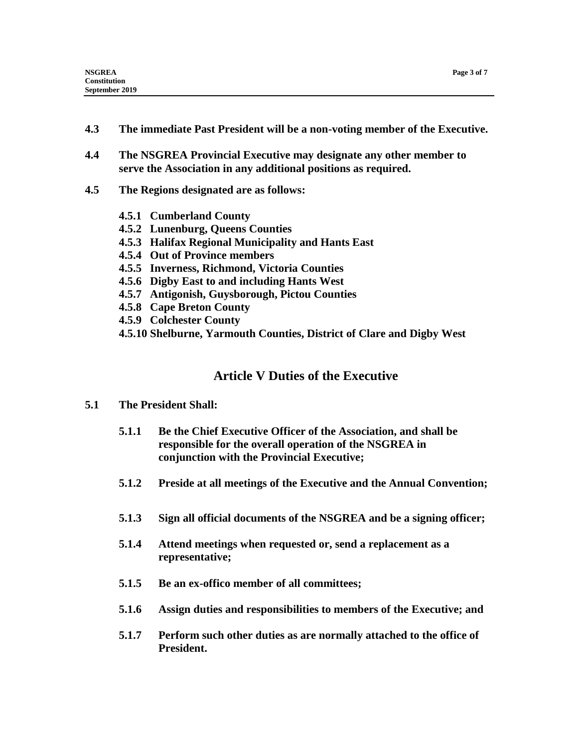**4.3 The immediate Past President will be a non-voting member of the Executive.**

**4.4 The NSGREA Provincial Executive may designate any other member to serve the Association in any additional positions as required.**

**4.5 The Regions designated are as follows:**

- **4.5.1 Cumberland County**
- **4.5.2 Lunenburg, Queens Counties**
- **4.5.3 Halifax Regional Municipality and Hants East**
- **4.5.4 Out of Province members**
- **4.5.5 Inverness, Richmond, Victoria Counties**
- **4.5.6 Digby East to and including Hants West**
- **4.5.7 Antigonish, Guysborough, Pictou Counties**
- **4.5.8 Cape Breton County**
- **4.5.9 Colchester County**
- **4.5.10 Shelburne, Yarmouth Counties, District of Clare and Digby West**

## Article V Duties of the Executive

**5.1 The President Shall:**

- **5.1.1 Be the Chief Executive Officer of the Association, and shall be responsible for the overall operation of the NSGREA in conjunction with the Provincial Executive;**
- **5.1.2 Preside at all meetings of the Executive and the Annual Convention;**
- **5.1.3 Sign all official documents of the NSGREA and be a signing officer;**
- **5.1.4 Attend meetings when requested or, send a replacement as a representative;**
- **5.1.5 Be an ex-offico member of all committees;**
- **5.1.6 Assign duties and responsibilities to members of the Executive; and**
- **5.1.7 Perform such other duties as are normally attached to the office of President.**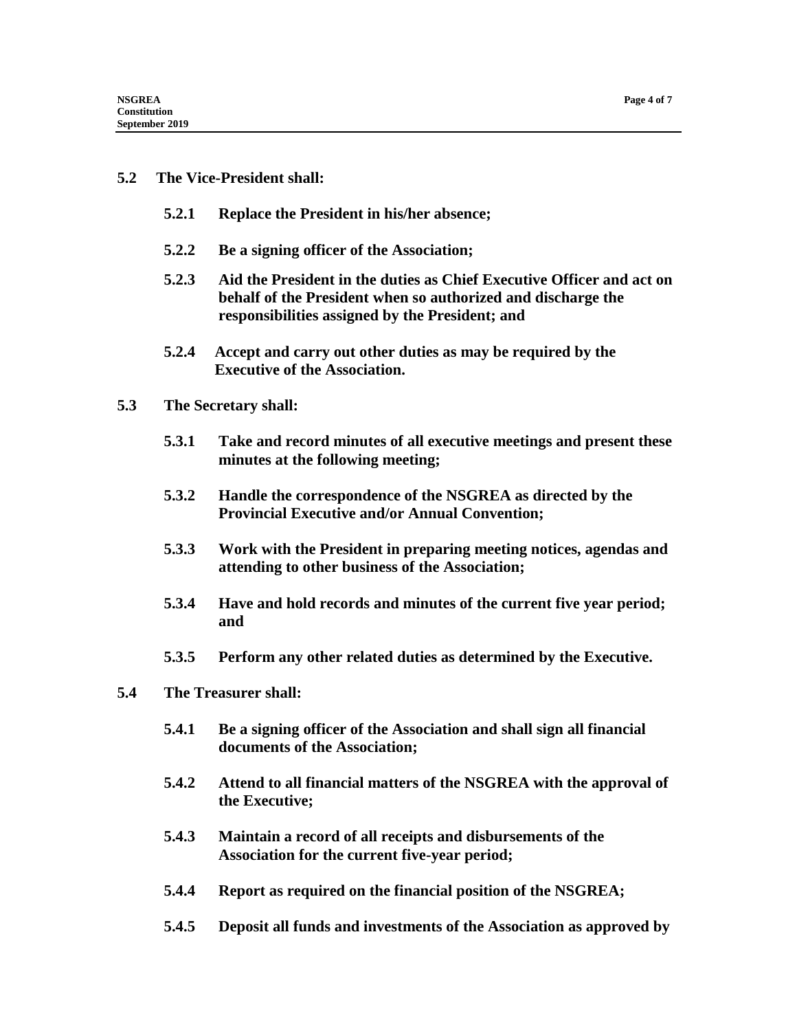**5.2 The Vice-President shall:**

**5.2.1 Replace the President in his/her absence;**

**5.2.2 Be a signing officer of the Association;**

**5.2.3 Aid the President in the duties as Chief Executive Officer and act on behalf of the President when so authorized and discharge the responsibilities assigned by the President; and**

**5.2.4 Accept and carry out other duties as may be required by the Executive of the Association.**

**5.3 The Secretary shall:**

**5.3.1 Take and record minutes of all executive meetings and present these minutes at the following meeting;**

**5.3.2 Handle the correspondence of the NSGREA as directed by the Provincial Executive and/or Annual Convention;**

**5.3.3 Work with the President in preparing meeting notices, agendas and attending to other business of the Association;**

**5.3.4 Have and hold records and minutes of the current five year period; and**

**5.3.5 Perform any other related duties as determined by the Executive.**

**5.4 The Treasurer shall:**

**5.4.1 Be a signing officer of the Association and shall sign all financial documents of the Association;**

**5.4.2 Attend to all financial matters of the NSGREA with the approval of the Executive;**

**5.4.3 Maintain a record of all receipts and disbursements of the Association for the current five-year period;**

**5.4.4 Report as required on the financial position of the NSGREA;**

**5.4.5 Deposit all funds and investments of the Association as approved by**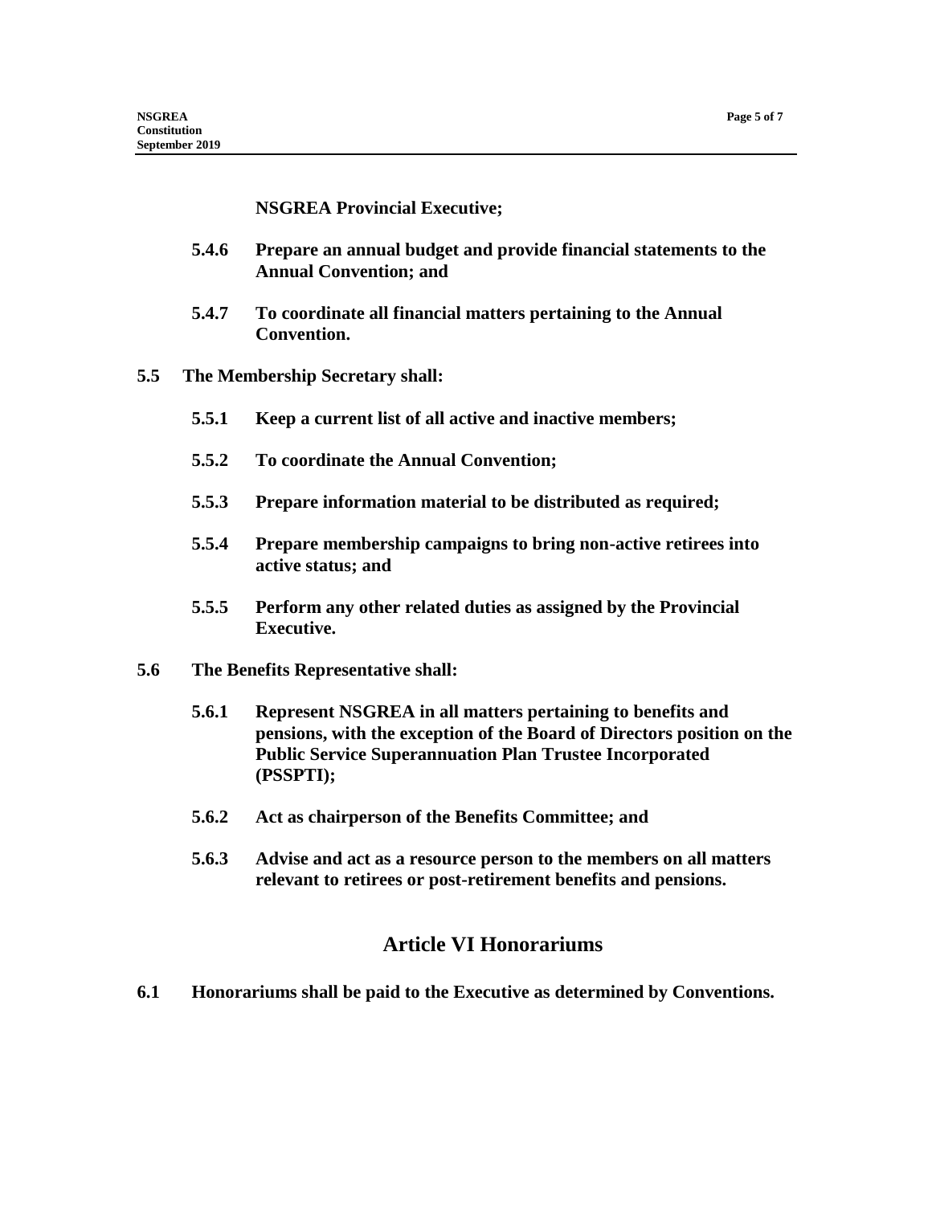**NSGREA Provincial Executive;**

- **5.4.6 Prepare an annual budget and provide financial statements to the Annual Convention; and**
- **5.4.7 To coordinate all financial matters pertaining to the Annual Convention.**

**5.5 The Membership Secretary shall:**

- **5.5.1 Keep a current list of all active and inactive members;**
- **5.5.2 To coordinate the Annual Convention;**
- **5.5.3 Prepare information material to be distributed as required;**
- **5.5.4 Prepare membership campaigns to bring non-active retirees into active status; and**
- **5.5.5 Perform any other related duties as assigned by the Provincial Executive.**

**5.6 The Benefits Representative shall:**

- **5.6.1 Represent NSGREA in all matters pertaining to benefits and pensions, with the exception of the Board of Directors position on the Public Service Superannuation Plan Trustee Incorporated (PSSPTI);**
- **5.6.2 Act as chairperson of the Benefits Committee; and**
- **5.6.3 Advise and act as a resource person to the members on all matters relevant to retirees or post-retirement benefits and pensions.**

## Article VI Honorariums

**6.1 Honorariums shall be paid to the Executive as determined by Conventions.**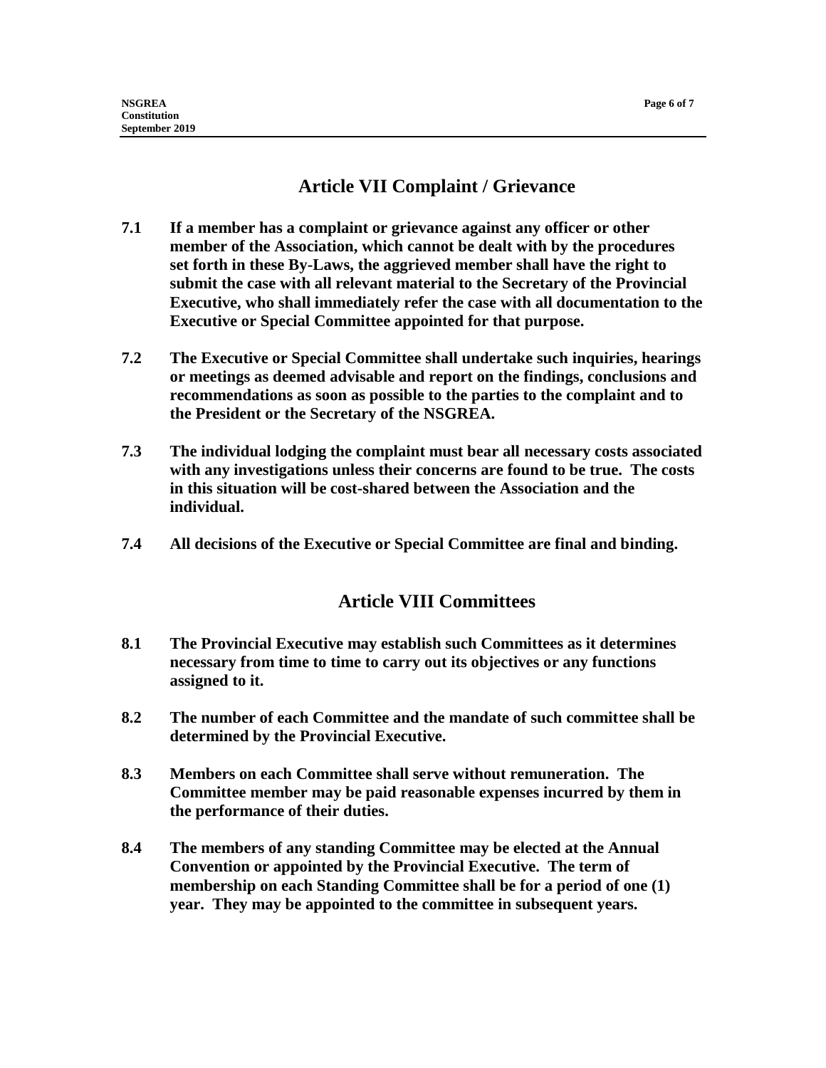## Article VII Complaint / Grievance

**7.1 If a member has a complaint or grievance against any officer or other member of the Association, which cannot be dealt with by the procedures set forth in these By-Laws, the aggrieved member shall have the right to submit the case with all relevant material to the Secretary of the Provincial Executive, who shall immediately refer the case with all documentation to the Executive or Special Committee appointed for that purpose.**

**7.2 The Executive or Special Committee shall undertake such inquiries, hearings or meetings as deemed advisable and report on the findings, conclusions and recommendations as soon as possible to the parties to the complaint and to the President or the Secretary of the NSGREA.**

**7.3 The individual lodging the complaint must bear all necessary costs associated with any investigations unless their concerns are found to be true. The costs in this situation will be cost-shared between the Association and the individual.**

**7.4 All decisions of the Executive or Special Committee are final and binding.**

## Article VIII Committees

**8.1 The Provincial Executive may establish such Committees as it determines necessary from time to time to carry out its objectives or any functions assigned to it.**

**8.2 The number of each Committee and the mandate of such committee shall be determined by the Provincial Executive.**

**8.3 Members on each Committee shall serve without remuneration. The Committee member may be paid reasonable expenses incurred by them in the performance of their duties.**

**8.4 The members of any standing Committee may be elected at the Annual Convention or appointed by the Provincial Executive. The term of membership on each Standing Committee shall be for a period of one (1) year. They may be appointed to the committee in subsequent years.**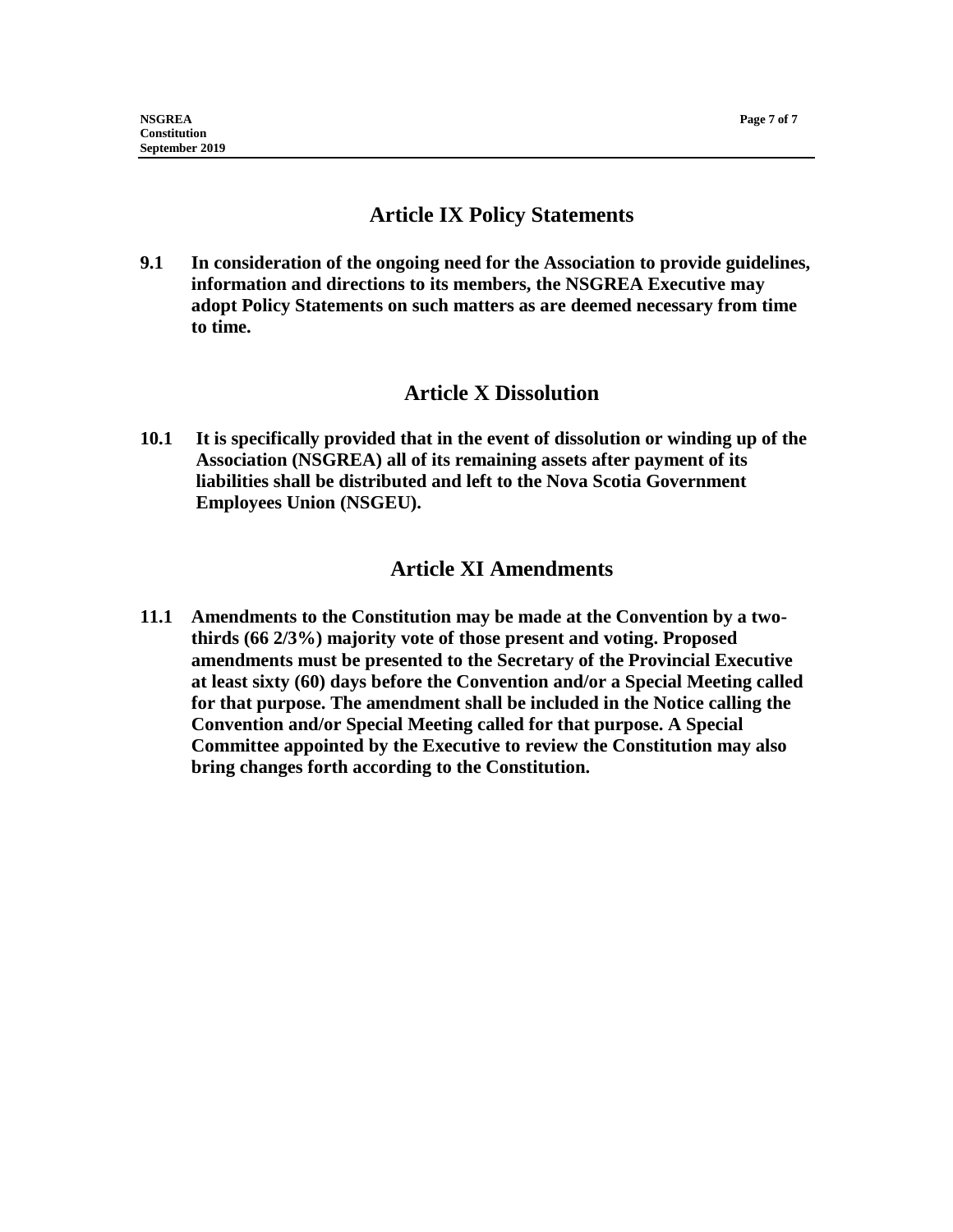## Article IX Policy Statements

**9.1 In consideration of the ongoing need for the Association to provide guidelines, information and directions to its members, the NSGREA Executive may adopt Policy Statements on such matters as are deemed necessary from time to time.**

## Article X Dissolution

**10.1 It is specifically provided that in the event of dissolution or winding up of the Association (NSGREA) all of its remaining assets after payment of its liabilities shall be distributed and left to the Nova Scotia Government Employees Union (NSGEU).**

## Article XI Amendments

**11.1 Amendments to the Constitution may be made at the Convention by a two-thirds (66 2/3%) majority vote of those present and voting. Proposed amendments must be presented to the Secretary of the Provincial Executive at least sixty (60) days before the Convention and/or a Special Meeting called for that purpose. The amendment shall be included in the Notice calling the Convention and/or Special Meeting called for that purpose. A Special Committee appointed by the Executive to review the Constitution may also bring changes forth according to the Constitution.**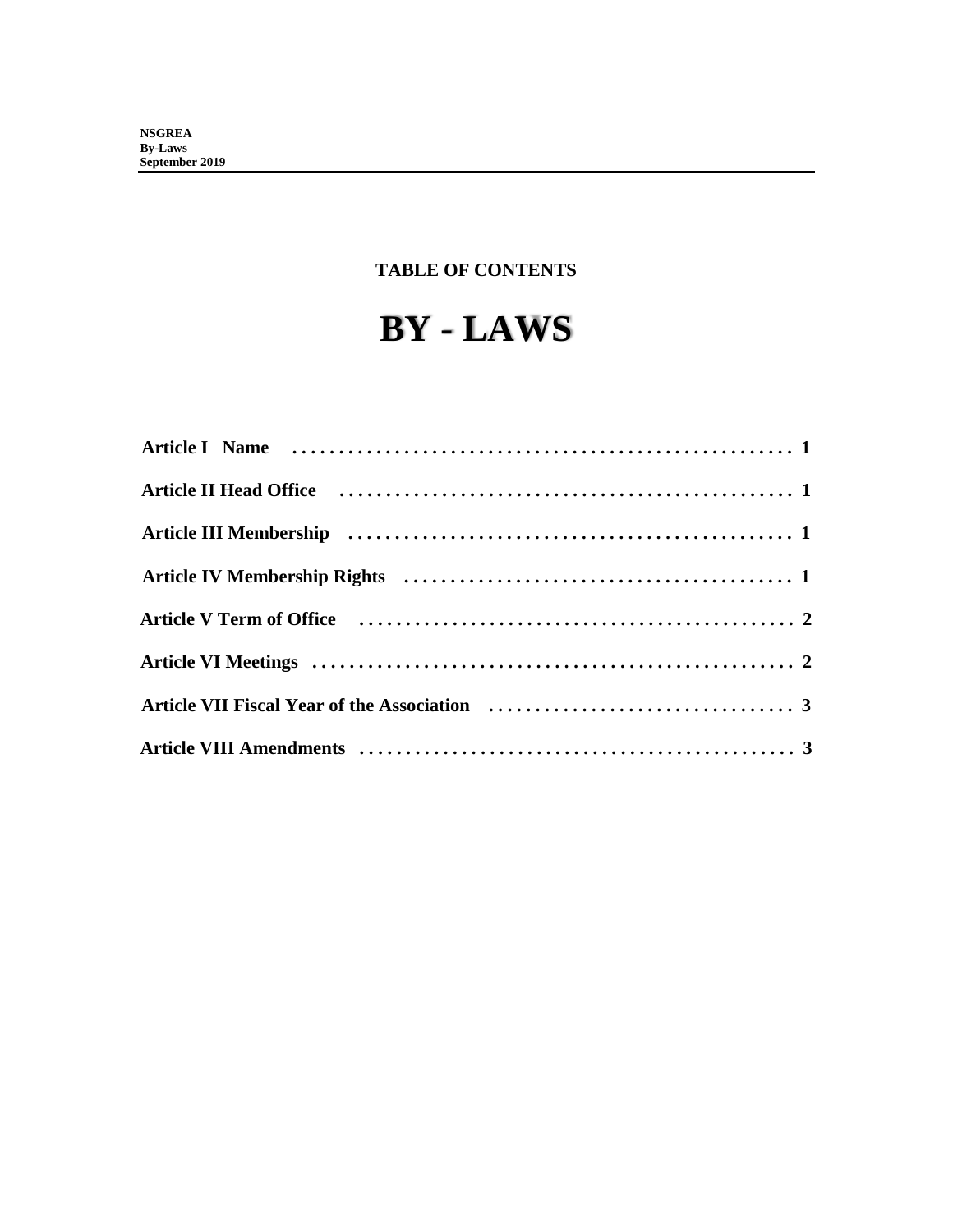**NSGREA**
**By-Laws**
**September 2019**

## TABLE OF CONTENTS

# BY - LAWS

| | |
|---|---|
| **Article I Name** | **1** |
| **Article II Head Office** | **1** |
| **Article III Membership** | **1** |
| **Article IV Membership Rights** | **1** |
| **Article V Term of Office** | **2** |
| **Article VI Meetings** | **2** |
| **Article VII Fiscal Year of the Association** | **3** |
| **Article VIII Amendments** | **3** |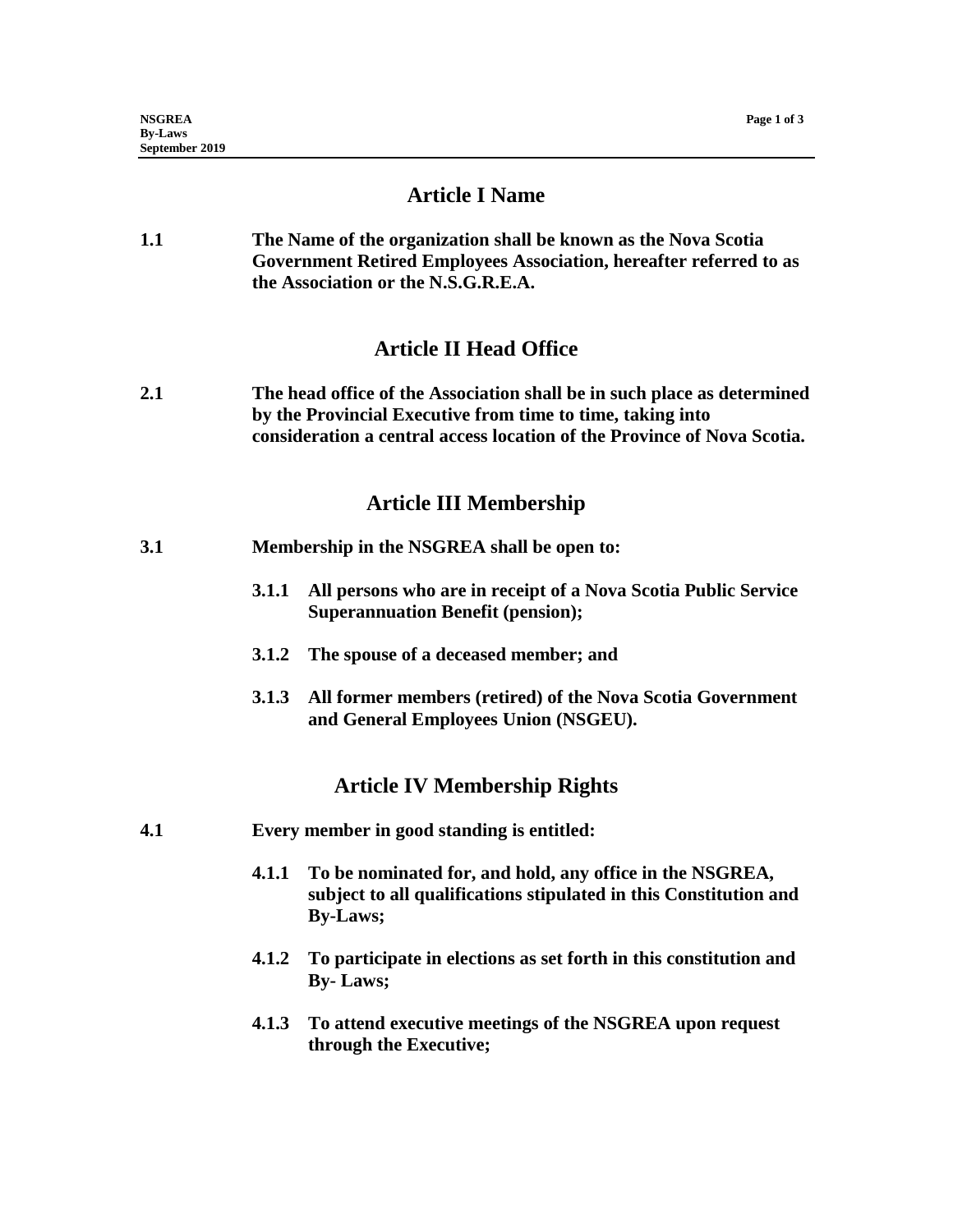## Article I Name

**1.1** **The Name of the organization shall be known as the Nova Scotia Government Retired Employees Association, hereafter referred to as the Association or the N.S.G.R.E.A.**

## Article II Head Office

**2.1** **The head office of the Association shall be in such place as determined by the Provincial Executive from time to time, taking into consideration a central access location of the Province of Nova Scotia.**

## Article III Membership

**3.1** **Membership in the NSGREA shall be open to:**

- **3.1.1** **All persons who are in receipt of a Nova Scotia Public Service Superannuation Benefit (pension);**
- **3.1.2** **The spouse of a deceased member; and**
- **3.1.3** **All former members (retired) of the Nova Scotia Government and General Employees Union (NSGEU).**

## Article IV Membership Rights

**4.1** **Every member in good standing is entitled:**

- **4.1.1** **To be nominated for, and hold, any office in the NSGREA, subject to all qualifications stipulated in this Constitution and By-Laws;**
- **4.1.2** **To participate in elections as set forth in this constitution and By- Laws;**
- **4.1.3** **To attend executive meetings of the NSGREA upon request through the Executive;**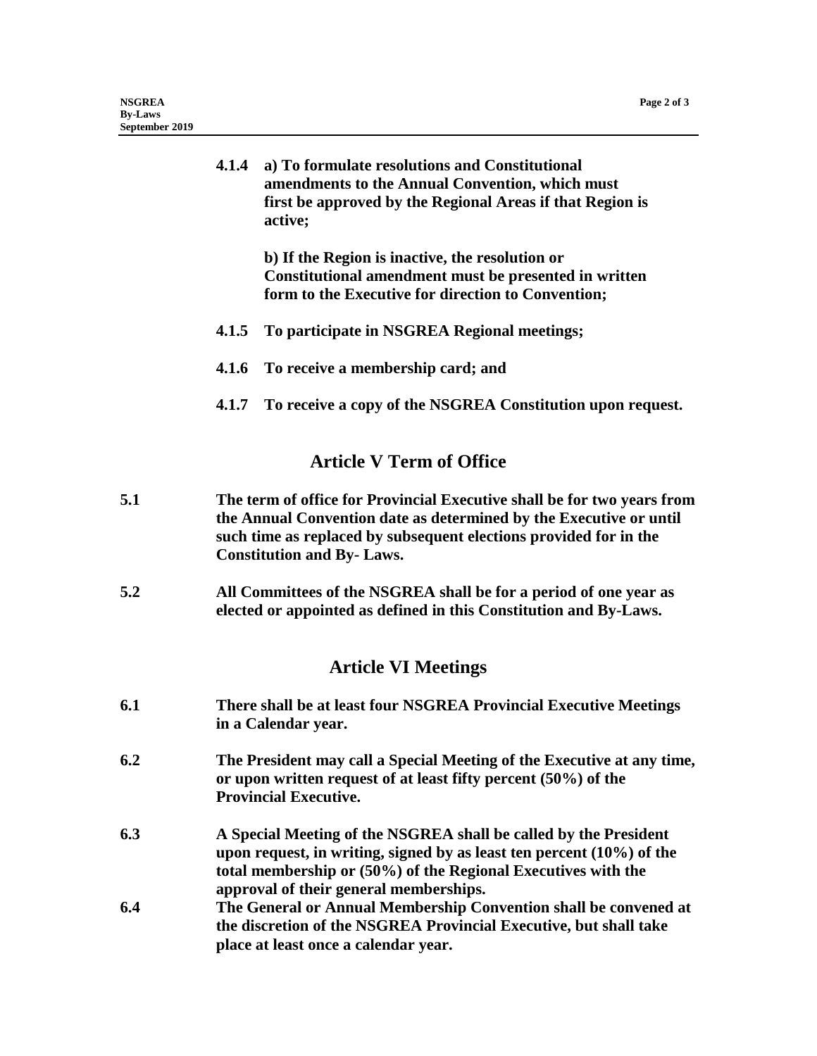**4.1.4 a) To formulate resolutions and Constitutional amendments to the Annual Convention, which must first be approved by the Regional Areas if that Region is active;**

**b) If the Region is inactive, the resolution or Constitutional amendment must be presented in written form to the Executive for direction to Convention;**

**4.1.5 To participate in NSGREA Regional meetings;**

**4.1.6 To receive a membership card; and**

**4.1.7 To receive a copy of the NSGREA Constitution upon request.**

## Article V Term of Office

**5.1 The term of office for Provincial Executive shall be for two years from the Annual Convention date as determined by the Executive or until such time as replaced by subsequent elections provided for in the Constitution and By- Laws.**

**5.2 All Committees of the NSGREA shall be for a period of one year as elected or appointed as defined in this Constitution and By-Laws.**

## Article VI Meetings

**6.1 There shall be at least four NSGREA Provincial Executive Meetings in a Calendar year.**

**6.2 The President may call a Special Meeting of the Executive at any time, or upon written request of at least fifty percent (50%) of the Provincial Executive.**

**6.3 A Special Meeting of the NSGREA shall be called by the President upon request, in writing, signed by as least ten percent (10%) of the total membership or (50%) of the Regional Executives with the approval of their general memberships.**

**6.4 The General or Annual Membership Convention shall be convened at the discretion of the NSGREA Provincial Executive, but shall take place at least once a calendar year.**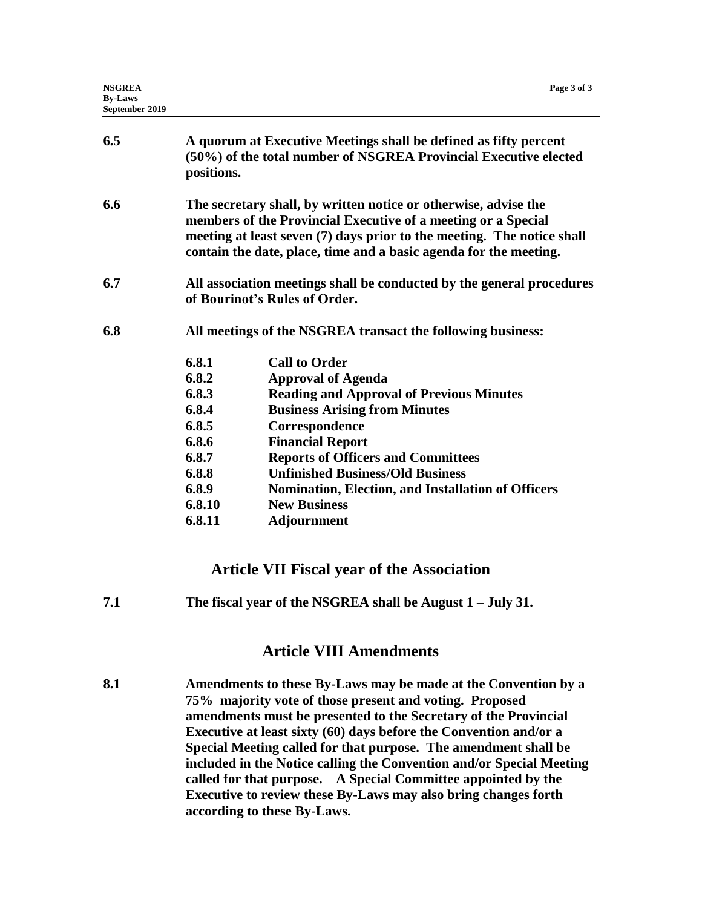**6.5** **A quorum at Executive Meetings shall be defined as fifty percent (50%) of the total number of NSGREA Provincial Executive elected positions.**

**6.6** **The secretary shall, by written notice or otherwise, advise the members of the Provincial Executive of a meeting or a Special meeting at least seven (7) days prior to the meeting. The notice shall contain the date, place, time and a basic agenda for the meeting.**

**6.7** **All association meetings shall be conducted by the general procedures of Bourinot's Rules of Order.**

**6.8** **All meetings of the NSGREA transact the following business:**

- **6.8.1** **Call to Order**
- **6.8.2** **Approval of Agenda**
- **6.8.3** **Reading and Approval of Previous Minutes**
- **6.8.4** **Business Arising from Minutes**
- **6.8.5** **Correspondence**
- **6.8.6** **Financial Report**
- **6.8.7** **Reports of Officers and Committees**
- **6.8.8** **Unfinished Business/Old Business**
- **6.8.9** **Nomination, Election, and Installation of Officers**
- **6.8.10** **New Business**
- **6.8.11** **Adjournment**

## Article VII Fiscal year of the Association

**7.1** **The fiscal year of the NSGREA shall be August 1 – July 31.**

## Article VIII Amendments

**8.1** **Amendments to these By-Laws may be made at the Convention by a 75% majority vote of those present and voting. Proposed amendments must be presented to the Secretary of the Provincial Executive at least sixty (60) days before the Convention and/or a Special Meeting called for that purpose. The amendment shall be included in the Notice calling the Convention and/or Special Meeting called for that purpose. A Special Committee appointed by the Executive to review these By-Laws may also bring changes forth according to these By-Laws.**